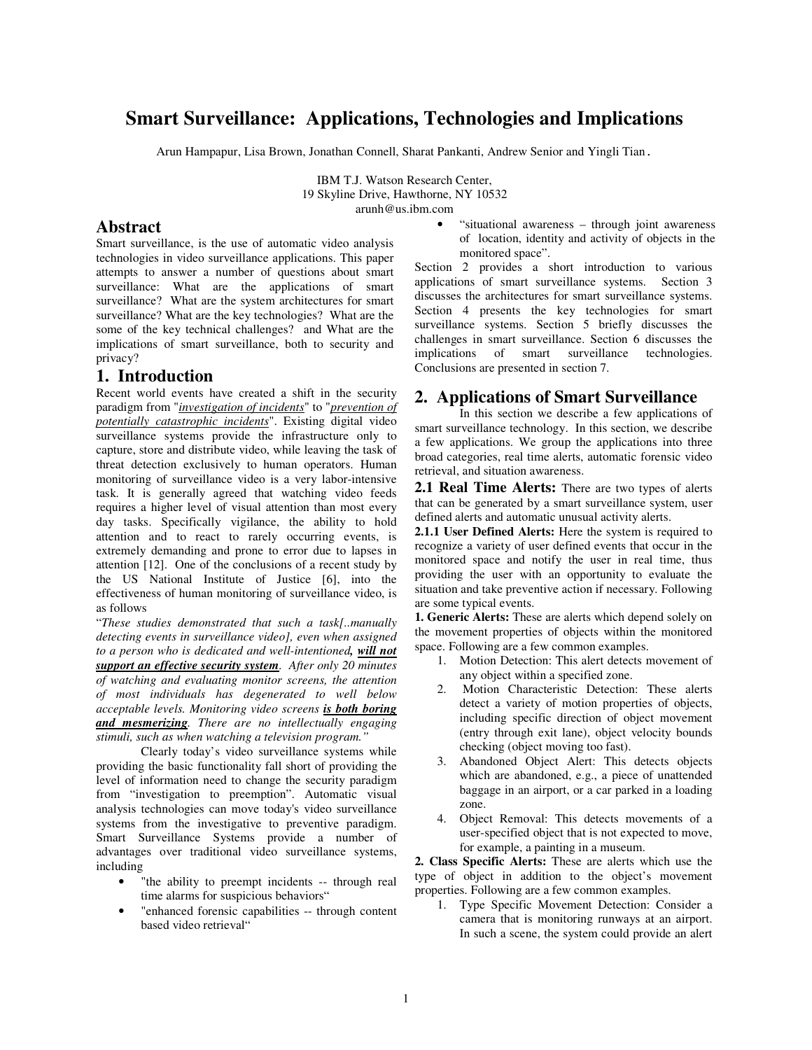# Smart Surveillance: Applications, Technologies and Implications

Arun Hampapur, Lisa Brown, Jonathan Connell, Sharat Pankanti, Andrew Senior and Yingli Tian.

IBM T.J. Watson Research Center,
19 Skyline Drive, Hawthorne, NY 10532
arunh@us.ibm.com

## Abstract

Smart surveillance, is the use of automatic video analysis technologies in video surveillance applications. This paper attempts to answer a number of questions about smart surveillance: What are the applications of smart surveillance? What are the system architectures for smart surveillance? What are the key technologies? What are the some of the key technical challenges? and What are the implications of smart surveillance, both to security and privacy?

## 1. Introduction

Recent world events have created a shift in the security paradigm from "*investigation of incidents*" to "*prevention of potentially catastrophic incidents*". Existing digital video surveillance systems provide the infrastructure only to capture, store and distribute video, while leaving the task of threat detection exclusively to human operators. Human monitoring of surveillance video is a very labor-intensive task. It is generally agreed that watching video feeds requires a higher level of visual attention than most every day tasks. Specifically vigilance, the ability to hold attention and to react to rarely occurring events, is extremely demanding and prone to error due to lapses in attention [12]. One of the conclusions of a recent study by the US National Institute of Justice [6], into the effectiveness of human monitoring of surveillance video, is as follows

"*These studies demonstrated that such a task[..manually detecting events in surveillance video], even when assigned to a person who is dedicated and well-intentioned,* ***will not support an effective security system****. After only 20 minutes of watching and evaluating monitor screens, the attention of most individuals has degenerated to well below acceptable levels. Monitoring video screens* ***is both boring and mesmerizing****. There are no intellectually engaging stimuli, such as when watching a television program.*"

Clearly today's video surveillance systems while providing the basic functionality fall short of providing the level of information need to change the security paradigm from "investigation to preemption". Automatic visual analysis technologies can move today's video surveillance systems from the investigative to preventive paradigm. Smart Surveillance Systems provide a number of advantages over traditional video surveillance systems, including

- "the ability to preempt incidents -- through real time alarms for suspicious behaviors"
- "enhanced forensic capabilities -- through content based video retrieval"
- "situational awareness – through joint awareness of location, identity and activity of objects in the monitored space".

Section 2 provides a short introduction to various applications of smart surveillance systems. Section 3 discusses the architectures for smart surveillance systems. Section 4 presents the key technologies for smart surveillance systems. Section 5 briefly discusses the challenges in smart surveillance. Section 6 discusses the implications of smart surveillance technologies. Conclusions are presented in section 7.

## 2. Applications of Smart Surveillance

In this section we describe a few applications of smart surveillance technology. In this section, we describe a few applications. We group the applications into three broad categories, real time alerts, automatic forensic video retrieval, and situation awareness.

**2.1 Real Time Alerts:** There are two types of alerts that can be generated by a smart surveillance system, user defined alerts and automatic unusual activity alerts.

**2.1.1 User Defined Alerts:** Here the system is required to recognize a variety of user defined events that occur in the monitored space and notify the user in real time, thus providing the user with an opportunity to evaluate the situation and take preventive action if necessary. Following are some typical events.

**1. Generic Alerts:** These are alerts which depend solely on the movement properties of objects within the monitored space. Following are a few common examples.

1. Motion Detection: This alert detects movement of any object within a specified zone.
2. Motion Characteristic Detection: These alerts detect a variety of motion properties of objects, including specific direction of object movement (entry through exit lane), object velocity bounds checking (object moving too fast).
3. Abandoned Object Alert: This detects objects which are abandoned, e.g., a piece of unattended baggage in an airport, or a car parked in a loading zone.
4. Object Removal: This detects movements of a user-specified object that is not expected to move, for example, a painting in a museum.

**2. Class Specific Alerts:** These are alerts which use the type of object in addition to the object's movement properties. Following are a few common examples.

1. Type Specific Movement Detection: Consider a camera that is monitoring runways at an airport. In such a scene, the system could provide an alert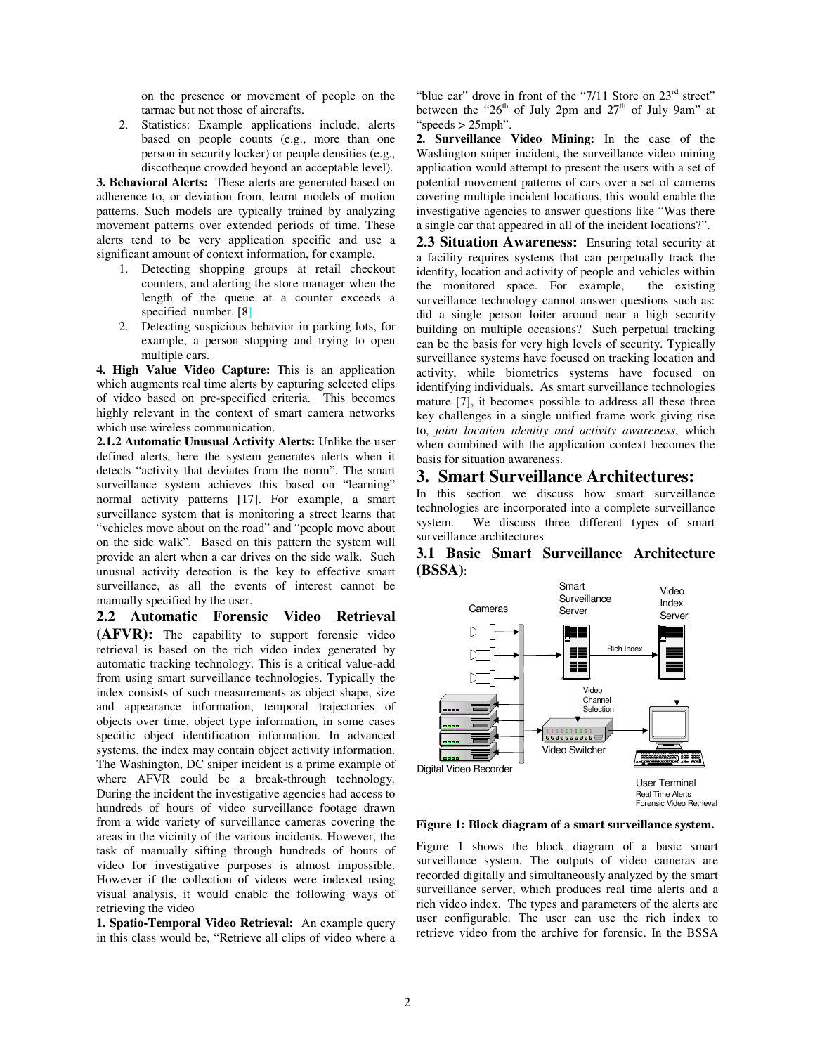on the presence or movement of people on the tarmac but not those of aircrafts.

2. Statistics: Example applications include, alerts based on people counts (e.g., more than one person in security locker) or people densities (e.g., discotheque crowded beyond an acceptable level).

**3. Behavioral Alerts:** These alerts are generated based on adherence to, or deviation from, learnt models of motion patterns. Such models are typically trained by analyzing movement patterns over extended periods of time. These alerts tend to be very application specific and use a significant amount of context information, for example,

1. Detecting shopping groups at retail checkout counters, and alerting the store manager when the length of the queue at a counter exceeds a specified number. [8]
2. Detecting suspicious behavior in parking lots, for example, a person stopping and trying to open multiple cars.

**4. High Value Video Capture:** This is an application which augments real time alerts by capturing selected clips of video based on pre-specified criteria. This becomes highly relevant in the context of smart camera networks which use wireless communication.

**2.1.2 Automatic Unusual Activity Alerts:** Unlike the user defined alerts, here the system generates alerts when it detects "activity that deviates from the norm". The smart surveillance system achieves this based on "learning" normal activity patterns [17]. For example, a smart surveillance system that is monitoring a street learns that "vehicles move about on the road" and "people move about on the side walk". Based on this pattern the system will provide an alert when a car drives on the side walk. Such unusual activity detection is the key to effective smart surveillance, as all the events of interest cannot be manually specified by the user.

## 2.2 Automatic Forensic Video Retrieval (AFVR):

The capability to support forensic video retrieval is based on the rich video index generated by automatic tracking technology. This is a critical value-add from using smart surveillance technologies. Typically the index consists of such measurements as object shape, size and appearance information, temporal trajectories of objects over time, object type information, in some cases specific object identification information. In advanced systems, the index may contain object activity information. The Washington, DC sniper incident is a prime example of where AFVR could be a break-through technology. During the incident the investigative agencies had access to hundreds of hours of video surveillance footage drawn from a wide variety of surveillance cameras covering the areas in the vicinity of the various incidents. However, the task of manually sifting through hundreds of hours of video for investigative purposes is almost impossible. However if the collection of videos were indexed using visual analysis, it would enable the following ways of retrieving the video

**1. Spatio-Temporal Video Retrieval:** An example query in this class would be, "Retrieve all clips of video where a "blue car" drove in front of the "7/11 Store on 23rd street" between the "26th of July 2pm and 27th of July 9am" at "speeds > 25mph".

**2. Surveillance Video Mining:** In the case of the Washington sniper incident, the surveillance video mining application would attempt to present the users with a set of potential movement patterns of cars over a set of cameras covering multiple incident locations, this would enable the investigative agencies to answer questions like "Was there a single car that appeared in all of the incident locations?".

## 2.3 Situation Awareness:

Ensuring total security at a facility requires systems that can perpetually track the identity, location and activity of people and vehicles within the monitored space. For example, the existing surveillance technology cannot answer questions such as: did a single person loiter around near a high security building on multiple occasions? Such perpetual tracking can be the basis for very high levels of security. Typically surveillance systems have focused on tracking location and activity, while biometrics systems have focused on identifying individuals. As smart surveillance technologies mature [7], it becomes possible to address all these three key challenges in a single unified frame work giving rise to, *joint location identity and activity awareness*, which when combined with the application context becomes the basis for situation awareness.

# 3. Smart Surveillance Architectures:

In this section we discuss how smart surveillance technologies are incorporated into a complete surveillance system. We discuss three different types of smart surveillance architectures

## 3.1 Basic Smart Surveillance Architecture (BSSA):

**Figure 1: Block diagram of a smart surveillance system.**

Figure 1 shows the block diagram of a basic smart surveillance system. The outputs of video cameras are recorded digitally and simultaneously analyzed by the smart surveillance server, which produces real time alerts and a rich video index. The types and parameters of the alerts are user configurable. The user can use the rich index to retrieve video from the archive for forensic. In the BSSA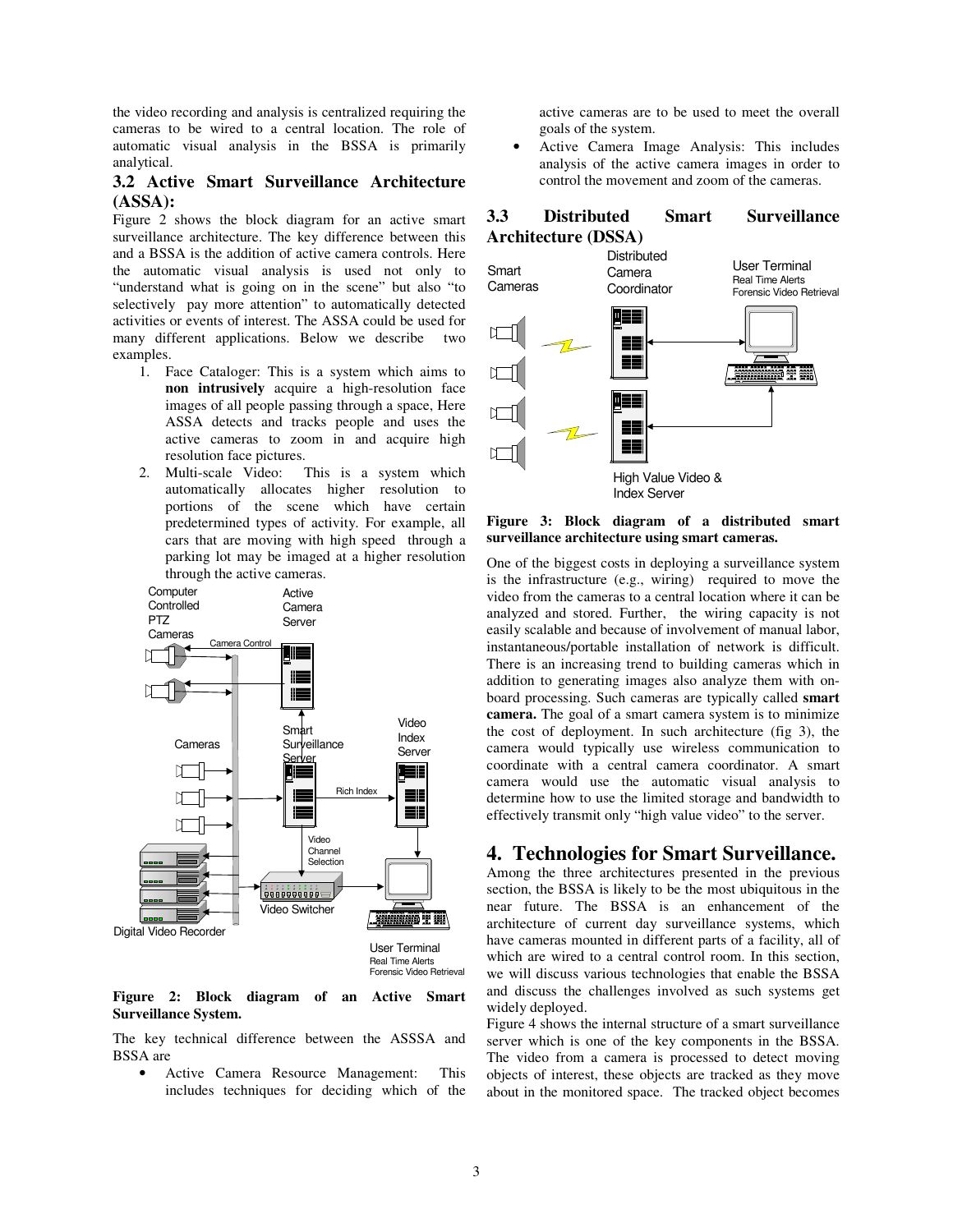the video recording and analysis is centralized requiring the cameras to be wired to a central location. The role of automatic visual analysis in the BSSA is primarily analytical.

### 3.2 Active Smart Surveillance Architecture (ASSA):

Figure 2 shows the block diagram for an active smart surveillance architecture. The key difference between this and a BSSA is the addition of active camera controls. Here the automatic visual analysis is used not only to "understand what is going on in the scene" but also "to selectively pay more attention" to automatically detected activities or events of interest. The ASSA could be used for many different applications. Below we describe two examples.

1. Face Cataloger: This is a system which aims to **non intrusively** acquire a high-resolution face images of all people passing through a space, Here ASSA detects and tracks people and uses the active cameras to zoom in and acquire high resolution face pictures.
2. Multi-scale Video: This is a system which automatically allocates higher resolution to portions of the scene which have certain predetermined types of activity. For example, all cars that are moving with high speed through a parking lot may be imaged at a higher resolution through the active cameras.

**Figure 2: Block diagram of an Active Smart Surveillance System.**

The key technical difference between the ASSSA and BSSA are

- Active Camera Resource Management: This includes techniques for deciding which of the active cameras are to be used to meet the overall goals of the system.
- Active Camera Image Analysis: This includes analysis of the active camera images in order to control the movement and zoom of the cameras.

### 3.3 Distributed Smart Surveillance Architecture (DSSA)

**Figure 3: Block diagram of a distributed smart surveillance architecture using smart cameras.**

One of the biggest costs in deploying a surveillance system is the infrastructure (e.g., wiring) required to move the video from the cameras to a central location where it can be analyzed and stored. Further, the wiring capacity is not easily scalable and because of involvement of manual labor, instantaneous/portable installation of network is difficult. There is an increasing trend to building cameras which in addition to generating images also analyze them with on-board processing. Such cameras are typically called **smart camera.** The goal of a smart camera system is to minimize the cost of deployment. In such architecture (fig 3), the camera would typically use wireless communication to coordinate with a central camera coordinator. A smart camera would use the automatic visual analysis to determine how to use the limited storage and bandwidth to effectively transmit only "high value video" to the server.

## 4. Technologies for Smart Surveillance.

Among the three architectures presented in the previous section, the BSSA is likely to be the most ubiquitous in the near future. The BSSA is an enhancement of the architecture of current day surveillance systems, which have cameras mounted in different parts of a facility, all of which are wired to a central control room. In this section, we will discuss various technologies that enable the BSSA and discuss the challenges involved as such systems get widely deployed.

Figure 4 shows the internal structure of a smart surveillance server which is one of the key components in the BSSA. The video from a camera is processed to detect moving objects of interest, these objects are tracked as they move about in the monitored space. The tracked object becomes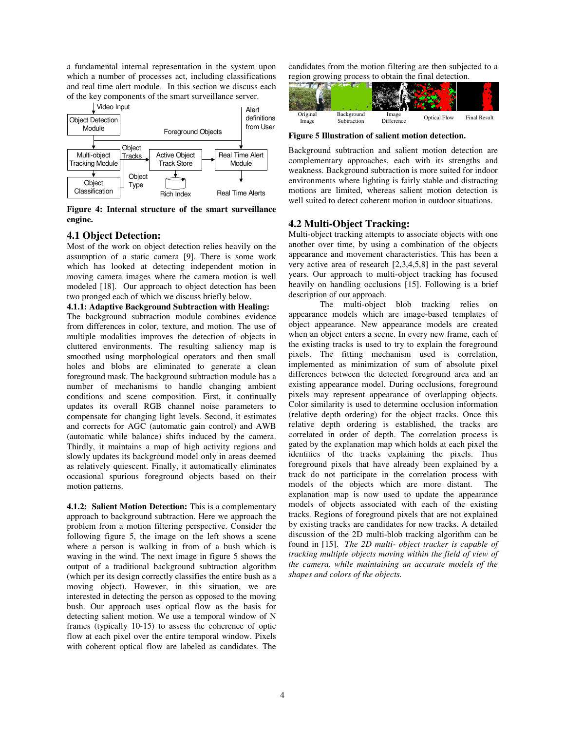a fundamental internal representation in the system upon which a number of processes act, including classifications and real time alert module. In this section we discuss each of the key components of the smart surveillance server.

**Figure 4: Internal structure of the smart surveillance engine.**

## 4.1 Object Detection:

Most of the work on object detection relies heavily on the assumption of a static camera [9]. There is some work which has looked at detecting independent motion in moving camera images where the camera motion is well modeled [18]. Our approach to object detection has been two pronged each of which we discuss briefly below.

### 4.1.1: Adaptive Background Subtraction with Healing:

The background subtraction module combines evidence from differences in color, texture, and motion. The use of multiple modalities improves the detection of objects in cluttered environments. The resulting saliency map is smoothed using morphological operators and then small holes and blobs are eliminated to generate a clean foreground mask. The background subtraction module has a number of mechanisms to handle changing ambient conditions and scene composition. First, it continually updates its overall RGB channel noise parameters to compensate for changing light levels. Second, it estimates and corrects for AGC (automatic gain control) and AWB (automatic while balance) shifts induced by the camera. Thirdly, it maintains a map of high activity regions and slowly updates its background model only in areas deemed as relatively quiescent. Finally, it automatically eliminates occasional spurious foreground objects based on their motion patterns.

**4.1.2: Salient Motion Detection:** This is a complementary approach to background subtraction. Here we approach the problem from a motion filtering perspective. Consider the following figure 5, the image on the left shows a scene where a person is walking in from of a bush which is waving in the wind. The next image in figure 5 shows the output of a traditional background subtraction algorithm (which per its design correctly classifies the entire bush as a moving object). However, in this situation, we are interested in detecting the person as opposed to the moving bush. Our approach uses optical flow as the basis for detecting salient motion. We use a temporal window of N frames (typically 10-15) to assess the coherence of optic flow at each pixel over the entire temporal window. Pixels with coherent optical flow are labeled as candidates. The candidates from the motion filtering are then subjected to a region growing process to obtain the final detection.

**Figure 5 Illustration of salient motion detection.**

Background subtraction and salient motion detection are complementary approaches, each with its strengths and weakness. Background subtraction is more suited for indoor environments where lighting is fairly stable and distracting motions are limited, whereas salient motion detection is well suited to detect coherent motion in outdoor situations.

## 4.2 Multi-Object Tracking:

Multi-object tracking attempts to associate objects with one another over time, by using a combination of the objects appearance and movement characteristics. This has been a very active area of research [2,3,4,5,8] in the past several years. Our approach to multi-object tracking has focused heavily on handling occlusions [15]. Following is a brief description of our approach.

The multi-object blob tracking relies on appearance models which are image-based templates of object appearance. New appearance models are created when an object enters a scene. In every new frame, each of the existing tracks is used to try to explain the foreground pixels. The fitting mechanism used is correlation, implemented as minimization of sum of absolute pixel differences between the detected foreground area and an existing appearance model. During occlusions, foreground pixels may represent appearance of overlapping objects. Color similarity is used to determine occlusion information (relative depth ordering) for the object tracks. Once this relative depth ordering is established, the tracks are correlated in order of depth. The correlation process is gated by the explanation map which holds at each pixel the identities of the tracks explaining the pixels. Thus foreground pixels that have already been explained by a track do not participate in the correlation process with models of the objects which are more distant. The explanation map is now used to update the appearance models of objects associated with each of the existing tracks. Regions of foreground pixels that are not explained by existing tracks are candidates for new tracks. A detailed discussion of the 2D multi-blob tracking algorithm can be found in [15]. *The 2D multi- object tracker is capable of tracking multiple objects moving within the field of view of the camera, while maintaining an accurate models of the shapes and colors of the objects.*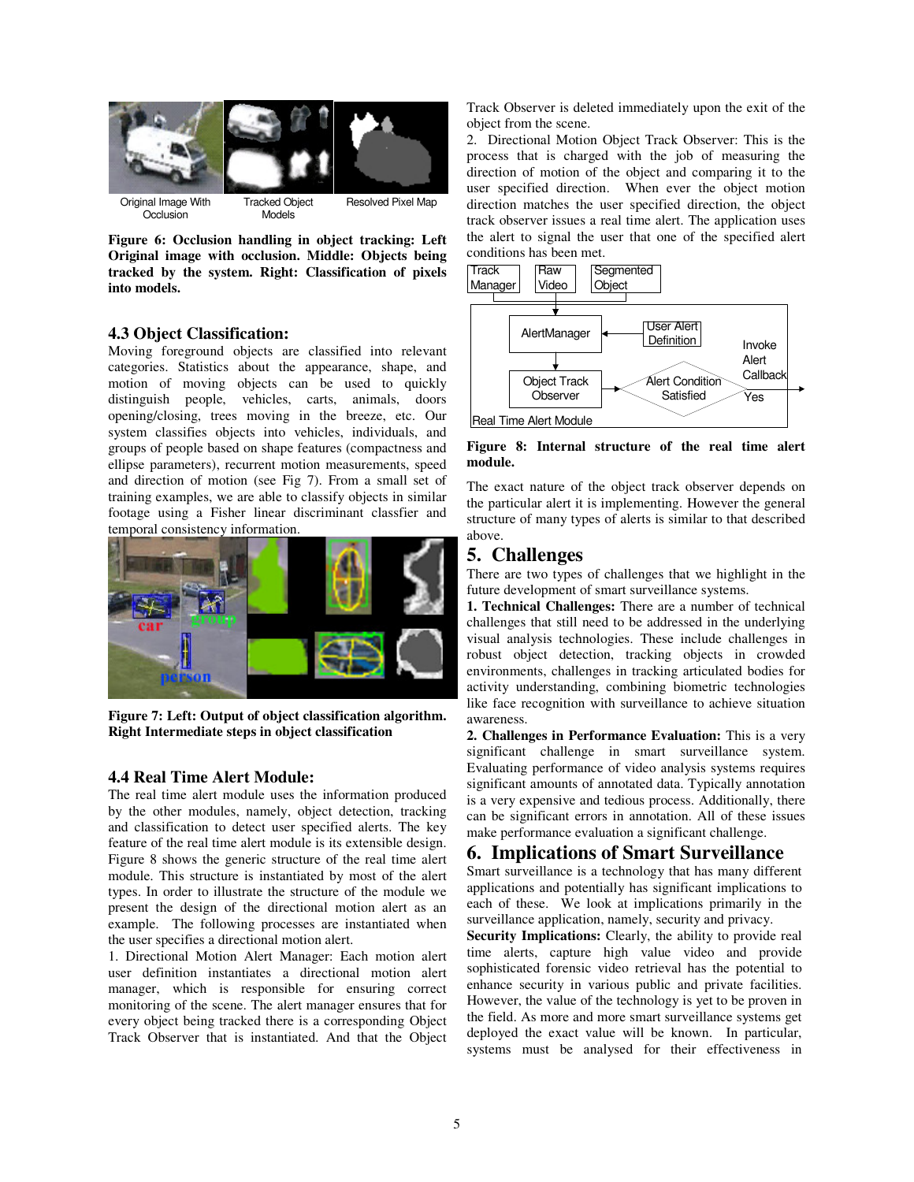Original Image With Occlusion | Tracked Object Models | Resolved Pixel Map

**Figure 6: Occlusion handling in object tracking: Left Original image with occlusion. Middle: Objects being tracked by the system. Right: Classification of pixels into models.**

### 4.3 Object Classification:

Moving foreground objects are classified into relevant categories. Statistics about the appearance, shape, and motion of moving objects can be used to quickly distinguish people, vehicles, carts, animals, doors opening/closing, trees moving in the breeze, etc. Our system classifies objects into vehicles, individuals, and groups of people based on shape features (compactness and ellipse parameters), recurrent motion measurements, speed and direction of motion (see Fig 7). From a small set of training examples, we are able to classify objects in similar footage using a Fisher linear discriminant classfier and temporal consistency information.

**Figure 7: Left: Output of object classification algorithm. Right Intermediate steps in object classification**

### 4.4 Real Time Alert Module:

The real time alert module uses the information produced by the other modules, namely, object detection, tracking and classification to detect user specified alerts. The key feature of the real time alert module is its extensible design. Figure 8 shows the generic structure of the real time alert module. This structure is instantiated by most of the alert types. In order to illustrate the structure of the module we present the design of the directional motion alert as an example. The following processes are instantiated when the user specifies a directional motion alert.

1. Directional Motion Alert Manager: Each motion alert user definition instantiates a directional motion alert manager, which is responsible for ensuring correct monitoring of the scene. The alert manager ensures that for every object being tracked there is a corresponding Object Track Observer that is instantiated. And that the Object Track Observer is deleted immediately upon the exit of the object from the scene.

2. Directional Motion Object Track Observer: This is the process that is charged with the job of measuring the direction of motion of the object and comparing it to the user specified direction. When ever the object motion direction matches the user specified direction, the object track observer issues a real time alert. The application uses the alert to signal the user that one of the specified alert conditions has been met.

Track Manager | Raw Video | Segmented Object | AlertManager | User Alert Definition | Object Track Observer | Alert Condition Satisfied | Invoke Alert Callback | Yes | Real Time Alert Module

**Figure 8: Internal structure of the real time alert module.**

The exact nature of the object track observer depends on the particular alert it is implementing. However the general structure of many types of alerts is similar to that described above.

## 5. Challenges

There are two types of challenges that we highlight in the future development of smart surveillance systems.

**1. Technical Challenges:** There are a number of technical challenges that still need to be addressed in the underlying visual analysis technologies. These include challenges in robust object detection, tracking objects in crowded environments, challenges in tracking articulated bodies for activity understanding, combining biometric technologies like face recognition with surveillance to achieve situation awareness.

**2. Challenges in Performance Evaluation:** This is a very significant challenge in smart surveillance system. Evaluating performance of video analysis systems requires significant amounts of annotated data. Typically annotation is a very expensive and tedious process. Additionally, there can be significant errors in annotation. All of these issues make performance evaluation a significant challenge.

## 6. Implications of Smart Surveillance

Smart surveillance is a technology that has many different applications and potentially has significant implications to each of these. We look at implications primarily in the surveillance application, namely, security and privacy.

**Security Implications:** Clearly, the ability to provide real time alerts, capture high value video and provide sophisticated forensic video retrieval has the potential to enhance security in various public and private facilities. However, the value of the technology is yet to be proven in the field. As more and more smart surveillance systems get deployed the exact value will be known. In particular, systems must be analysed for their effectiveness in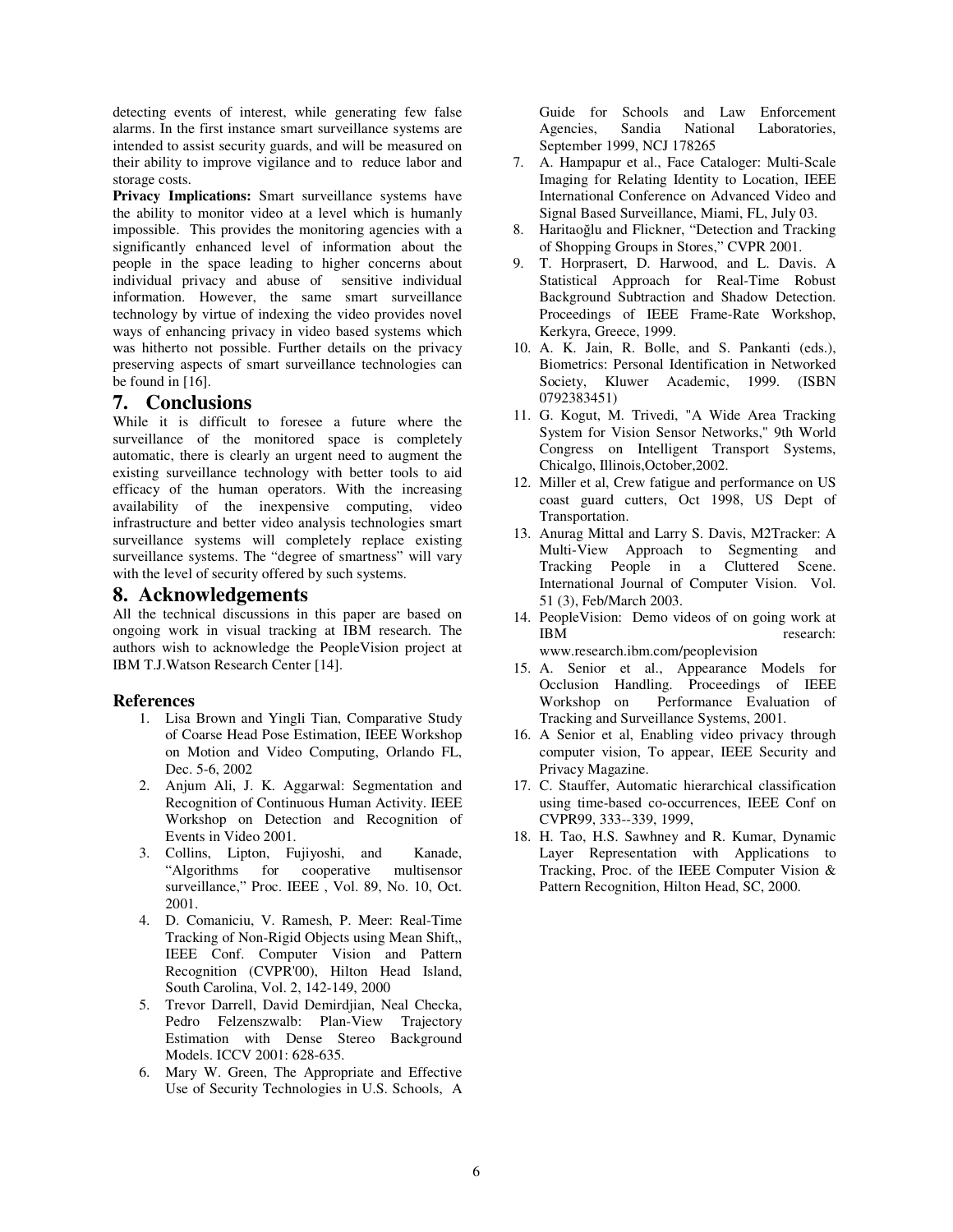detecting events of interest, while generating few false alarms. In the first instance smart surveillance systems are intended to assist security guards, and will be measured on their ability to improve vigilance and to reduce labor and storage costs.

**Privacy Implications:** Smart surveillance systems have the ability to monitor video at a level which is humanly impossible. This provides the monitoring agencies with a significantly enhanced level of information about the people in the space leading to higher concerns about individual privacy and abuse of sensitive individual information. However, the same smart surveillance technology by virtue of indexing the video provides novel ways of enhancing privacy in video based systems which was hitherto not possible. Further details on the privacy preserving aspects of smart surveillance technologies can be found in [16].

# 7. Conclusions

While it is difficult to foresee a future where the surveillance of the monitored space is completely automatic, there is clearly an urgent need to augment the existing surveillance technology with better tools to aid efficacy of the human operators. With the increasing availability of the inexpensive computing, video infrastructure and better video analysis technologies smart surveillance systems will completely replace existing surveillance systems. The "degree of smartness" will vary with the level of security offered by such systems.

# 8. Acknowledgements

All the technical discussions in this paper are based on ongoing work in visual tracking at IBM research. The authors wish to acknowledge the PeopleVision project at IBM T.J.Watson Research Center [14].

## References

1. Lisa Brown and Yingli Tian, Comparative Study of Coarse Head Pose Estimation, IEEE Workshop on Motion and Video Computing, Orlando FL, Dec. 5-6, 2002
2. Anjum Ali, J. K. Aggarwal: Segmentation and Recognition of Continuous Human Activity. IEEE Workshop on Detection and Recognition of Events in Video 2001.
3. Collins, Lipton, Fujiyoshi, and Kanade, "Algorithms for cooperative multisensor surveillance," Proc. IEEE , Vol. 89, No. 10, Oct. 2001.
4. D. Comaniciu, V. Ramesh, P. Meer: Real-Time Tracking of Non-Rigid Objects using Mean Shift,, IEEE Conf. Computer Vision and Pattern Recognition (CVPR'00), Hilton Head Island, South Carolina, Vol. 2, 142-149, 2000
5. Trevor Darrell, David Demirdjian, Neal Checka, Pedro Felzenszwalb: Plan-View Trajectory Estimation with Dense Stereo Background Models. ICCV 2001: 628-635.
6. Mary W. Green, The Appropriate and Effective Use of Security Technologies in U.S. Schools, A Guide for Schools and Law Enforcement Agencies, Sandia National Laboratories, September 1999, NCJ 178265
7. A. Hampapur et al., Face Cataloger: Multi-Scale Imaging for Relating Identity to Location, IEEE International Conference on Advanced Video and Signal Based Surveillance, Miami, FL, July 03.
8. Haritaoğlu and Flickner, "Detection and Tracking of Shopping Groups in Stores," CVPR 2001.
9. T. Horprasert, D. Harwood, and L. Davis. A Statistical Approach for Real-Time Robust Background Subtraction and Shadow Detection. Proceedings of IEEE Frame-Rate Workshop, Kerkyra, Greece, 1999.
10. A. K. Jain, R. Bolle, and S. Pankanti (eds.), Biometrics: Personal Identification in Networked Society, Kluwer Academic, 1999. (ISBN 0792383451)
11. G. Kogut, M. Trivedi, "A Wide Area Tracking System for Vision Sensor Networks," 9th World Congress on Intelligent Transport Systems, Chicalgo, Illinois,October,2002.
12. Miller et al, Crew fatigue and performance on US coast guard cutters, Oct 1998, US Dept of Transportation.
13. Anurag Mittal and Larry S. Davis, M2Tracker: A Multi-View Approach to Segmenting and Tracking People in a Cluttered Scene. International Journal of Computer Vision. Vol. 51 (3), Feb/March 2003.
14. PeopleVision: Demo videos of on going work at IBM research: www.research.ibm.com/peoplevision
15. A. Senior et al., Appearance Models for Occlusion Handling. Proceedings of IEEE Workshop on Performance Evaluation of Tracking and Surveillance Systems, 2001.
16. A Senior et al, Enabling video privacy through computer vision, To appear, IEEE Security and Privacy Magazine.
17. C. Stauffer, Automatic hierarchical classification using time-based co-occurrences, IEEE Conf on CVPR99, 333--339, 1999,
18. H. Tao, H.S. Sawhney and R. Kumar, Dynamic Layer Representation with Applications to Tracking, Proc. of the IEEE Computer Vision & Pattern Recognition, Hilton Head, SC, 2000.